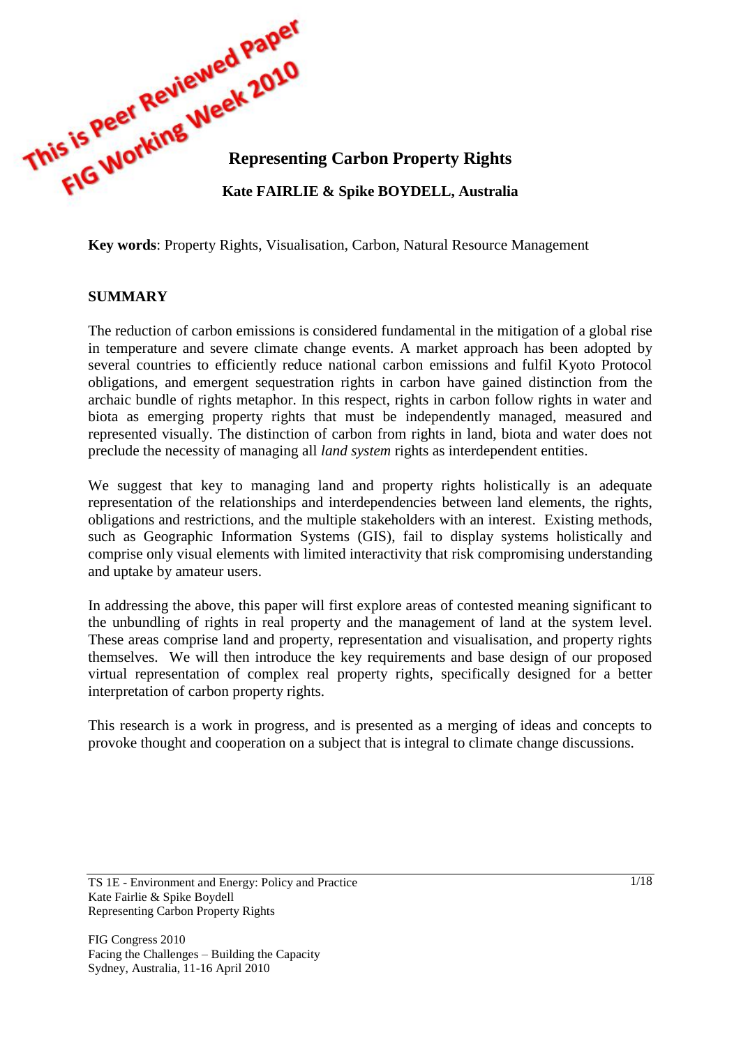This is Peer Reviewed Paper
FIG Working Week 2010

# Representing Carbon Property Rights

**Kate FAIRLIE & Spike BOYDELL, Australia**

**Key words**: Property Rights, Visualisation, Carbon, Natural Resource Management

## SUMMARY

The reduction of carbon emissions is considered fundamental in the mitigation of a global rise in temperature and severe climate change events. A market approach has been adopted by several countries to efficiently reduce national carbon emissions and fulfil Kyoto Protocol obligations, and emergent sequestration rights in carbon have gained distinction from the archaic bundle of rights metaphor. In this respect, rights in carbon follow rights in water and biota as emerging property rights that must be independently managed, measured and represented visually. The distinction of carbon from rights in land, biota and water does not preclude the necessity of managing all *land system* rights as interdependent entities.

We suggest that key to managing land and property rights holistically is an adequate representation of the relationships and interdependencies between land elements, the rights, obligations and restrictions, and the multiple stakeholders with an interest. Existing methods, such as Geographic Information Systems (GIS), fail to display systems holistically and comprise only visual elements with limited interactivity that risk compromising understanding and uptake by amateur users.

In addressing the above, this paper will first explore areas of contested meaning significant to the unbundling of rights in real property and the management of land at the system level. These areas comprise land and property, representation and visualisation, and property rights themselves. We will then introduce the key requirements and base design of our proposed virtual representation of complex real property rights, specifically designed for a better interpretation of carbon property rights.

This research is a work in progress, and is presented as a merging of ideas and concepts to provoke thought and cooperation on a subject that is integral to climate change discussions.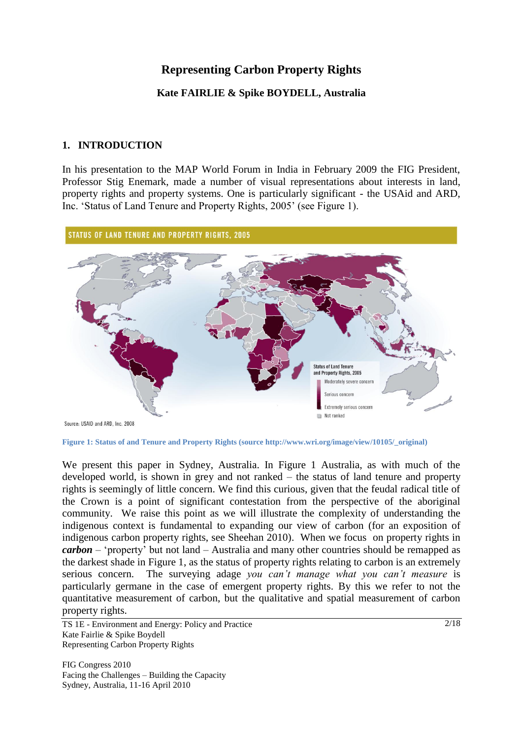# Representing Carbon Property Rights

**Kate FAIRLIE & Spike BOYDELL, Australia**

## 1. INTRODUCTION

In his presentation to the MAP World Forum in India in February 2009 the FIG President, Professor Stig Enemark, made a number of visual representations about interests in land, property rights and property systems. One is particularly significant - the USAid and ARD, Inc. 'Status of Land Tenure and Property Rights, 2005' (see Figure 1).

STATUS OF LAND TENURE AND PROPERTY RIGHTS, 2005

Status of Land Tenure and Property Rights, 2005

Moderately severe concern

Serious concern

Extremely serious concern

Not ranked

Source: USAID and ARD, Inc. 2008

**Figure 1: Status of and Tenure and Property Rights (source http://www.wri.org/image/view/10105/_original)**

We present this paper in Sydney, Australia. In Figure 1 Australia, as with much of the developed world, is shown in grey and not ranked – the status of land tenure and property rights is seemingly of little concern. We find this curious, given that the feudal radical title of the Crown is a point of significant contestation from the perspective of the aboriginal community. We raise this point as we will illustrate the complexity of understanding the indigenous context is fundamental to expanding our view of carbon (for an exposition of indigenous carbon property rights, see Sheehan 2010). When we focus on property rights in ***carbon*** – 'property' but not land – Australia and many other countries should be remapped as the darkest shade in Figure 1, as the status of property rights relating to carbon is an extremely serious concern. The surveying adage *you can't manage what you can't measure* is particularly germane in the case of emergent property rights. By this we refer to not the quantitative measurement of carbon, but the qualitative and spatial measurement of carbon property rights.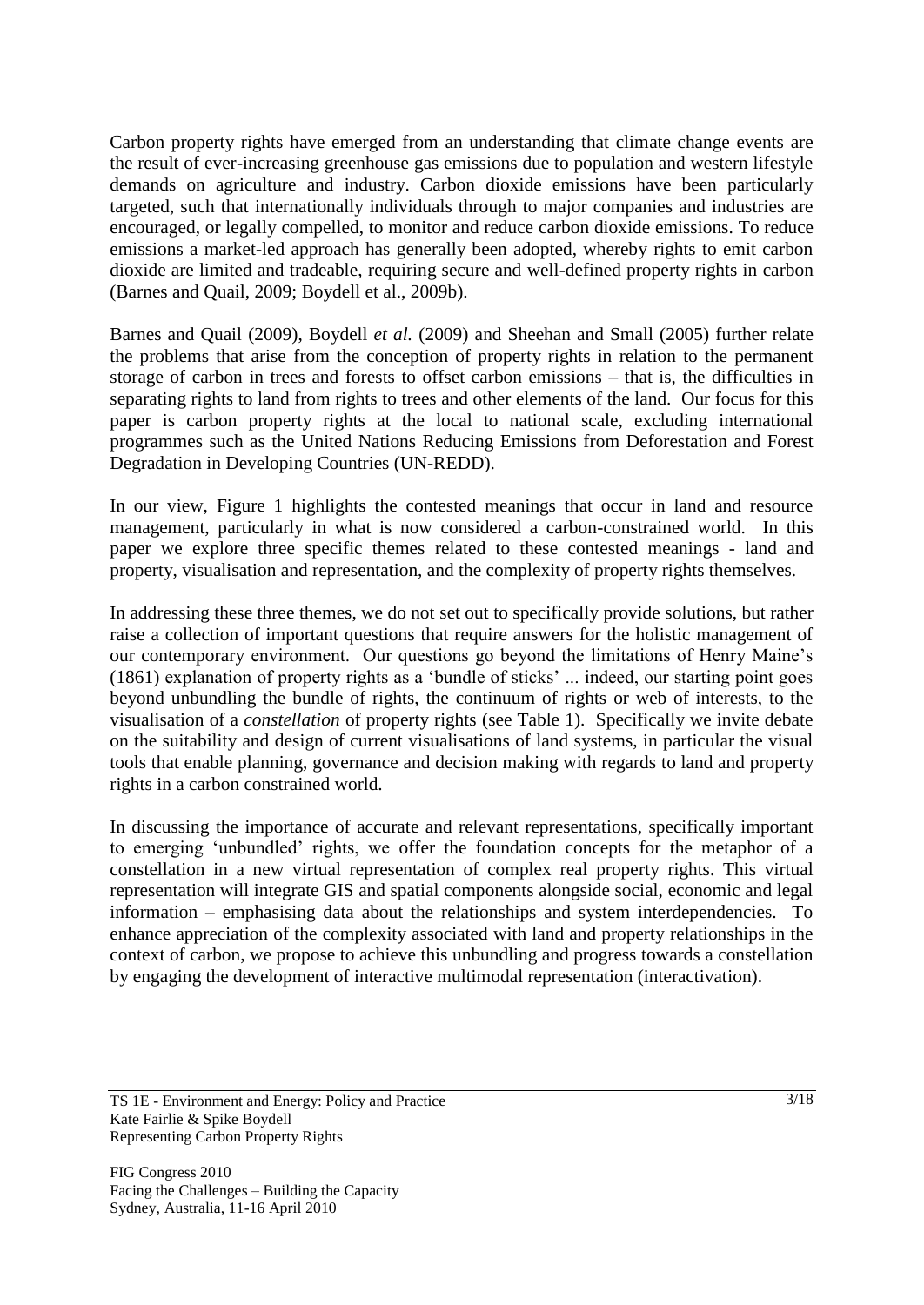Carbon property rights have emerged from an understanding that climate change events are the result of ever-increasing greenhouse gas emissions due to population and western lifestyle demands on agriculture and industry. Carbon dioxide emissions have been particularly targeted, such that internationally individuals through to major companies and industries are encouraged, or legally compelled, to monitor and reduce carbon dioxide emissions. To reduce emissions a market-led approach has generally been adopted, whereby rights to emit carbon dioxide are limited and tradeable, requiring secure and well-defined property rights in carbon (Barnes and Quail, 2009; Boydell et al., 2009b).

Barnes and Quail (2009), Boydell *et al.* (2009) and Sheehan and Small (2005) further relate the problems that arise from the conception of property rights in relation to the permanent storage of carbon in trees and forests to offset carbon emissions – that is, the difficulties in separating rights to land from rights to trees and other elements of the land. Our focus for this paper is carbon property rights at the local to national scale, excluding international programmes such as the United Nations Reducing Emissions from Deforestation and Forest Degradation in Developing Countries (UN-REDD).

In our view, Figure 1 highlights the contested meanings that occur in land and resource management, particularly in what is now considered a carbon-constrained world. In this paper we explore three specific themes related to these contested meanings - land and property, visualisation and representation, and the complexity of property rights themselves.

In addressing these three themes, we do not set out to specifically provide solutions, but rather raise a collection of important questions that require answers for the holistic management of our contemporary environment. Our questions go beyond the limitations of Henry Maine's (1861) explanation of property rights as a 'bundle of sticks' ... indeed, our starting point goes beyond unbundling the bundle of rights, the continuum of rights or web of interests, to the visualisation of a *constellation* of property rights (see Table 1). Specifically we invite debate on the suitability and design of current visualisations of land systems, in particular the visual tools that enable planning, governance and decision making with regards to land and property rights in a carbon constrained world.

In discussing the importance of accurate and relevant representations, specifically important to emerging 'unbundled' rights, we offer the foundation concepts for the metaphor of a constellation in a new virtual representation of complex real property rights. This virtual representation will integrate GIS and spatial components alongside social, economic and legal information – emphasising data about the relationships and system interdependencies. To enhance appreciation of the complexity associated with land and property relationships in the context of carbon, we propose to achieve this unbundling and progress towards a constellation by engaging the development of interactive multimodal representation (interactivation).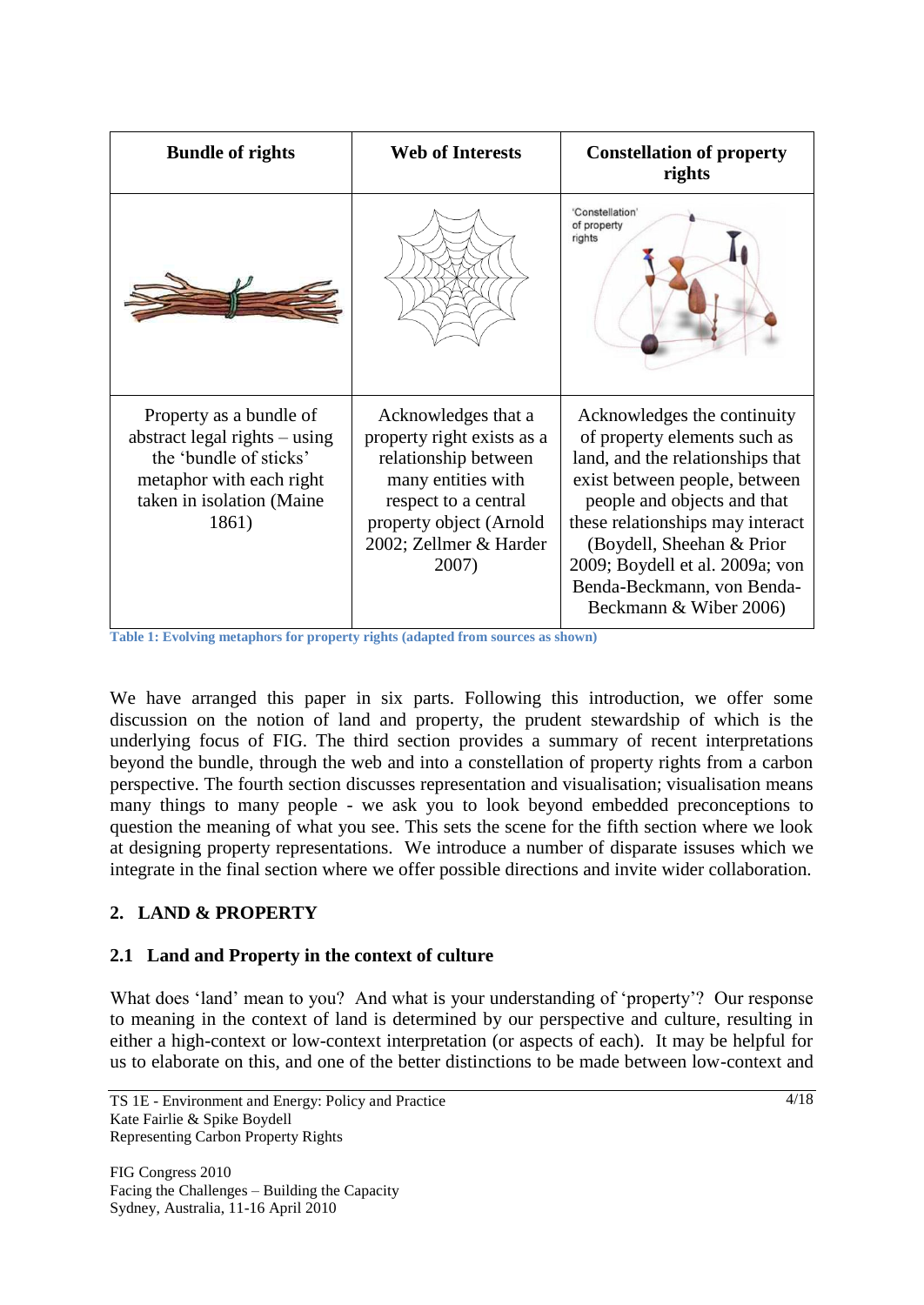| Bundle of rights | Web of Interests | Constellation of property rights |
|---|---|---|
| | | 'Constellation' of property rights |
| Property as a bundle of abstract legal rights – using the 'bundle of sticks' metaphor with each right taken in isolation (Maine 1861) | Acknowledges that a property right exists as a relationship between many entities with respect to a central property object (Arnold 2002; Zellmer & Harder 2007) | Acknowledges the continuity of property elements such as land, and the relationships that exist between people, between people and objects and that these relationships may interact (Boydell, Sheehan & Prior 2009; Boydell et al. 2009a; von Benda-Beckmann, von Benda-Beckmann & Wiber 2006) |

**Table 1: Evolving metaphors for property rights (adapted from sources as shown)**

We have arranged this paper in six parts. Following this introduction, we offer some discussion on the notion of land and property, the prudent stewardship of which is the underlying focus of FIG. The third section provides a summary of recent interpretations beyond the bundle, through the web and into a constellation of property rights from a carbon perspective. The fourth section discusses representation and visualisation; visualisation means many things to many people - we ask you to look beyond embedded preconceptions to question the meaning of what you see. This sets the scene for the fifth section where we look at designing property representations. We introduce a number of disparate issuses which we integrate in the final section where we offer possible directions and invite wider collaboration.

## 2. LAND & PROPERTY

### 2.1 Land and Property in the context of culture

What does 'land' mean to you? And what is your understanding of 'property'? Our response to meaning in the context of land is determined by our perspective and culture, resulting in either a high-context or low-context interpretation (or aspects of each). It may be helpful for us to elaborate on this, and one of the better distinctions to be made between low-context and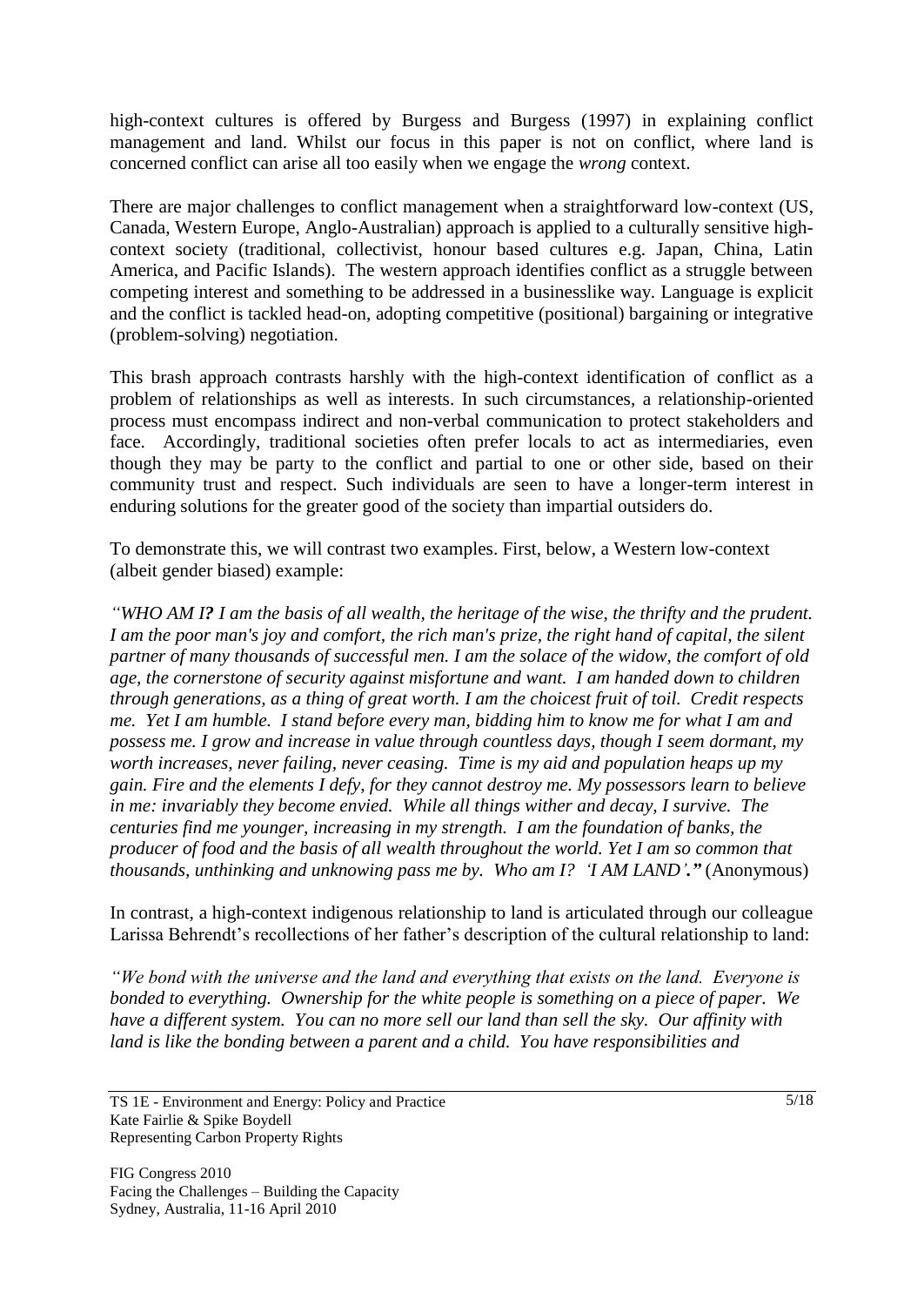high-context cultures is offered by Burgess and Burgess (1997) in explaining conflict management and land. Whilst our focus in this paper is not on conflict, where land is concerned conflict can arise all too easily when we engage the *wrong* context.

There are major challenges to conflict management when a straightforward low-context (US, Canada, Western Europe, Anglo-Australian) approach is applied to a culturally sensitive high-context society (traditional, collectivist, honour based cultures e.g. Japan, China, Latin America, and Pacific Islands). The western approach identifies conflict as a struggle between competing interest and something to be addressed in a businesslike way. Language is explicit and the conflict is tackled head-on, adopting competitive (positional) bargaining or integrative (problem-solving) negotiation.

This brash approach contrasts harshly with the high-context identification of conflict as a problem of relationships as well as interests. In such circumstances, a relationship-oriented process must encompass indirect and non-verbal communication to protect stakeholders and face. Accordingly, traditional societies often prefer locals to act as intermediaries, even though they may be party to the conflict and partial to one or other side, based on their community trust and respect. Such individuals are seen to have a longer-term interest in enduring solutions for the greater good of the society than impartial outsiders do.

To demonstrate this, we will contrast two examples. First, below, a Western low-context (albeit gender biased) example:

*"WHO AM I**?** I am the basis of all wealth, the heritage of the wise, the thrifty and the prudent. I am the poor man's joy and comfort, the rich man's prize, the right hand of capital, the silent partner of many thousands of successful men. I am the solace of the widow, the comfort of old age, the cornerstone of security against misfortune and want. I am handed down to children through generations, as a thing of great worth. I am the choicest fruit of toil. Credit respects me. Yet I am humble. I stand before every man, bidding him to know me for what I am and possess me. I grow and increase in value through countless days, though I seem dormant, my worth increases, never failing, never ceasing. Time is my aid and population heaps up my gain. Fire and the elements I defy, for they cannot destroy me. My possessors learn to believe in me: invariably they become envied. While all things wither and decay, I survive. The centuries find me younger, increasing in my strength. I am the foundation of banks, the producer of food and the basis of all wealth throughout the world. Yet I am so common that thousands, unthinking and unknowing pass me by. Who am I? 'I AM LAND'."* (Anonymous)

In contrast, a high-context indigenous relationship to land is articulated through our colleague Larissa Behrendt's recollections of her father's description of the cultural relationship to land:

*"We bond with the universe and the land and everything that exists on the land. Everyone is bonded to everything. Ownership for the white people is something on a piece of paper. We have a different system. You can no more sell our land than sell the sky. Our affinity with land is like the bonding between a parent and a child. You have responsibilities and*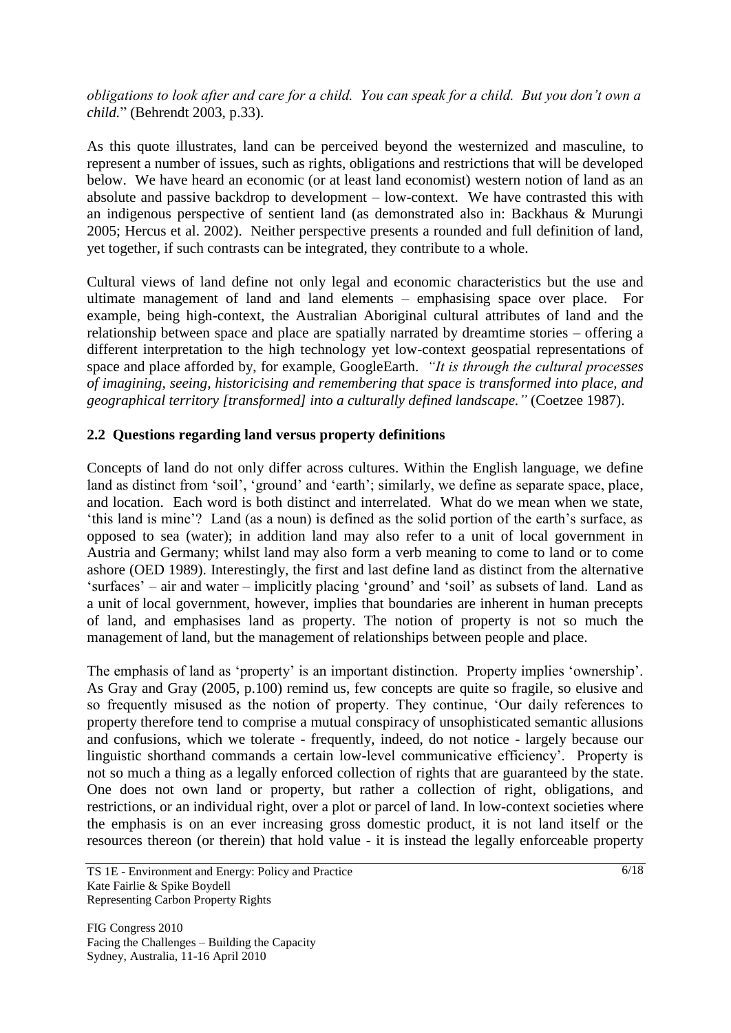*obligations to look after and care for a child. You can speak for a child. But you don't own a child.*" (Behrendt 2003, p.33).

As this quote illustrates, land can be perceived beyond the westernized and masculine, to represent a number of issues, such as rights, obligations and restrictions that will be developed below. We have heard an economic (or at least land economist) western notion of land as an absolute and passive backdrop to development – low-context. We have contrasted this with an indigenous perspective of sentient land (as demonstrated also in: Backhaus & Murungi 2005; Hercus et al. 2002). Neither perspective presents a rounded and full definition of land, yet together, if such contrasts can be integrated, they contribute to a whole.

Cultural views of land define not only legal and economic characteristics but the use and ultimate management of land and land elements – emphasising space over place. For example, being high-context, the Australian Aboriginal cultural attributes of land and the relationship between space and place are spatially narrated by dreamtime stories – offering a different interpretation to the high technology yet low-context geospatial representations of space and place afforded by, for example, GoogleEarth. *"It is through the cultural processes of imagining, seeing, historicising and remembering that space is transformed into place, and geographical territory [transformed] into a culturally defined landscape."* (Coetzee 1987).

## 2.2 Questions regarding land versus property definitions

Concepts of land do not only differ across cultures. Within the English language, we define land as distinct from 'soil', 'ground' and 'earth'; similarly, we define as separate space, place, and location. Each word is both distinct and interrelated. What do we mean when we state, 'this land is mine'? Land (as a noun) is defined as the solid portion of the earth's surface, as opposed to sea (water); in addition land may also refer to a unit of local government in Austria and Germany; whilst land may also form a verb meaning to come to land or to come ashore (OED 1989). Interestingly, the first and last define land as distinct from the alternative 'surfaces' – air and water – implicitly placing 'ground' and 'soil' as subsets of land. Land as a unit of local government, however, implies that boundaries are inherent in human precepts of land, and emphasises land as property. The notion of property is not so much the management of land, but the management of relationships between people and place.

The emphasis of land as 'property' is an important distinction. Property implies 'ownership'. As Gray and Gray (2005, p.100) remind us, few concepts are quite so fragile, so elusive and so frequently misused as the notion of property. They continue, 'Our daily references to property therefore tend to comprise a mutual conspiracy of unsophisticated semantic allusions and confusions, which we tolerate - frequently, indeed, do not notice - largely because our linguistic shorthand commands a certain low-level communicative efficiency'. Property is not so much a thing as a legally enforced collection of rights that are guaranteed by the state. One does not own land or property, but rather a collection of right, obligations, and restrictions, or an individual right, over a plot or parcel of land. In low-context societies where the emphasis is on an ever increasing gross domestic product, it is not land itself or the resources thereon (or therein) that hold value - it is instead the legally enforceable property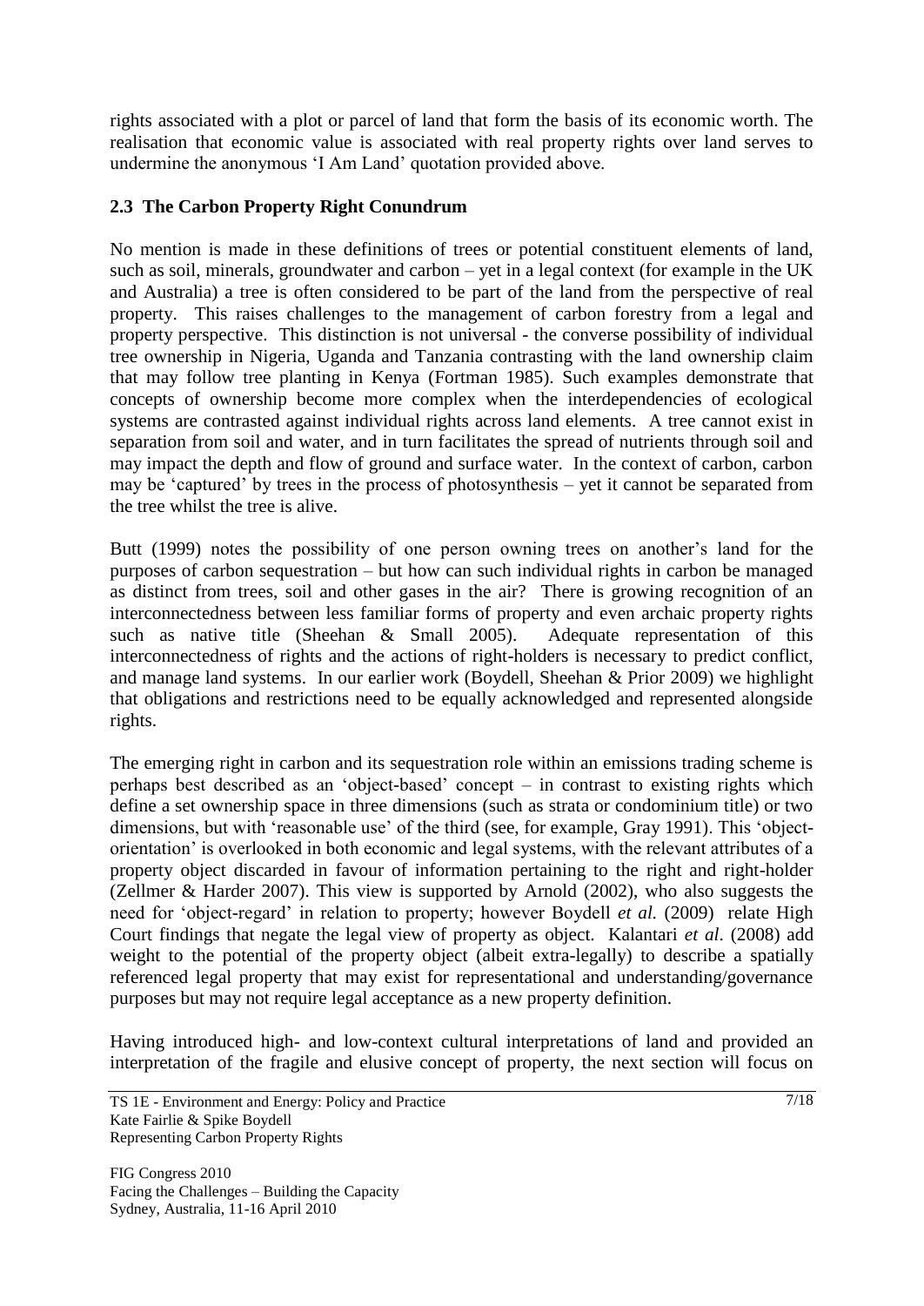rights associated with a plot or parcel of land that form the basis of its economic worth. The realisation that economic value is associated with real property rights over land serves to undermine the anonymous 'I Am Land' quotation provided above.

### 2.3 The Carbon Property Right Conundrum

No mention is made in these definitions of trees or potential constituent elements of land, such as soil, minerals, groundwater and carbon – yet in a legal context (for example in the UK and Australia) a tree is often considered to be part of the land from the perspective of real property. This raises challenges to the management of carbon forestry from a legal and property perspective. This distinction is not universal - the converse possibility of individual tree ownership in Nigeria, Uganda and Tanzania contrasting with the land ownership claim that may follow tree planting in Kenya (Fortman 1985). Such examples demonstrate that concepts of ownership become more complex when the interdependencies of ecological systems are contrasted against individual rights across land elements. A tree cannot exist in separation from soil and water, and in turn facilitates the spread of nutrients through soil and may impact the depth and flow of ground and surface water. In the context of carbon, carbon may be 'captured' by trees in the process of photosynthesis – yet it cannot be separated from the tree whilst the tree is alive.

Butt (1999) notes the possibility of one person owning trees on another's land for the purposes of carbon sequestration – but how can such individual rights in carbon be managed as distinct from trees, soil and other gases in the air? There is growing recognition of an interconnectedness between less familiar forms of property and even archaic property rights such as native title (Sheehan & Small 2005). Adequate representation of this interconnectedness of rights and the actions of right-holders is necessary to predict conflict, and manage land systems. In our earlier work (Boydell, Sheehan & Prior 2009) we highlight that obligations and restrictions need to be equally acknowledged and represented alongside rights.

The emerging right in carbon and its sequestration role within an emissions trading scheme is perhaps best described as an 'object-based' concept – in contrast to existing rights which define a set ownership space in three dimensions (such as strata or condominium title) or two dimensions, but with 'reasonable use' of the third (see, for example, Gray 1991). This 'object-orientation' is overlooked in both economic and legal systems, with the relevant attributes of a property object discarded in favour of information pertaining to the right and right-holder (Zellmer & Harder 2007). This view is supported by Arnold (2002), who also suggests the need for 'object-regard' in relation to property; however Boydell *et al.* (2009) relate High Court findings that negate the legal view of property as object. Kalantari *et al*. (2008) add weight to the potential of the property object (albeit extra-legally) to describe a spatially referenced legal property that may exist for representational and understanding/governance purposes but may not require legal acceptance as a new property definition.

Having introduced high- and low-context cultural interpretations of land and provided an interpretation of the fragile and elusive concept of property, the next section will focus on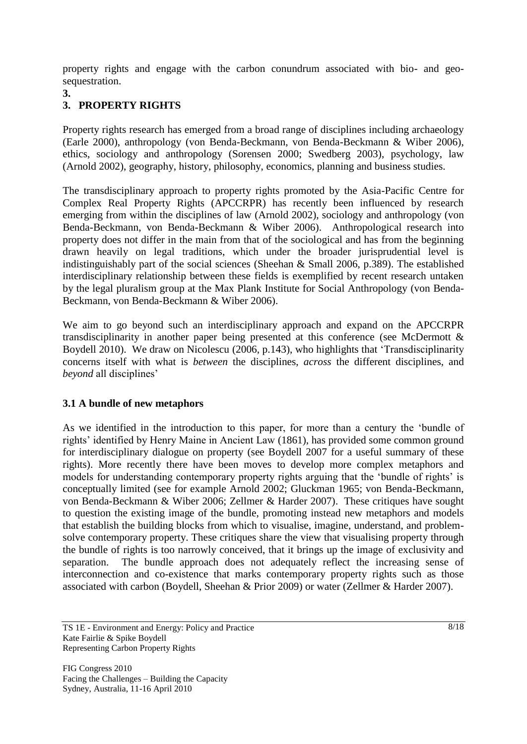property rights and engage with the carbon conundrum associated with bio- and geo-sequestration.

**3.**

## 3. PROPERTY RIGHTS

Property rights research has emerged from a broad range of disciplines including archaeology (Earle 2000), anthropology (von Benda-Beckmann, von Benda-Beckmann & Wiber 2006), ethics, sociology and anthropology (Sorensen 2000; Swedberg 2003), psychology, law (Arnold 2002), geography, history, philosophy, economics, planning and business studies.

The transdisciplinary approach to property rights promoted by the Asia-Pacific Centre for Complex Real Property Rights (APCCRPR) has recently been influenced by research emerging from within the disciplines of law (Arnold 2002), sociology and anthropology (von Benda-Beckmann, von Benda-Beckmann & Wiber 2006). Anthropological research into property does not differ in the main from that of the sociological and has from the beginning drawn heavily on legal traditions, which under the broader jurisprudential level is indistinguishably part of the social sciences (Sheehan & Small 2006, p.389). The established interdisciplinary relationship between these fields is exemplified by recent research untaken by the legal pluralism group at the Max Plank Institute for Social Anthropology (von Benda-Beckmann, von Benda-Beckmann & Wiber 2006).

We aim to go beyond such an interdisciplinary approach and expand on the APCCRPR transdisciplinarity in another paper being presented at this conference (see McDermott & Boydell 2010). We draw on Nicolescu (2006, p.143), who highlights that 'Transdisciplinarity concerns itself with what is *between* the disciplines, *across* the different disciplines, and *beyond* all disciplines'

### 3.1 A bundle of new metaphors

As we identified in the introduction to this paper, for more than a century the 'bundle of rights' identified by Henry Maine in Ancient Law (1861), has provided some common ground for interdisciplinary dialogue on property (see Boydell 2007 for a useful summary of these rights). More recently there have been moves to develop more complex metaphors and models for understanding contemporary property rights arguing that the 'bundle of rights' is conceptually limited (see for example Arnold 2002; Gluckman 1965; von Benda-Beckmann, von Benda-Beckmann & Wiber 2006; Zellmer & Harder 2007). These critiques have sought to question the existing image of the bundle, promoting instead new metaphors and models that establish the building blocks from which to visualise, imagine, understand, and problem-solve contemporary property. These critiques share the view that visualising property through the bundle of rights is too narrowly conceived, that it brings up the image of exclusivity and separation. The bundle approach does not adequately reflect the increasing sense of interconnection and co-existence that marks contemporary property rights such as those associated with carbon (Boydell, Sheehan & Prior 2009) or water (Zellmer & Harder 2007).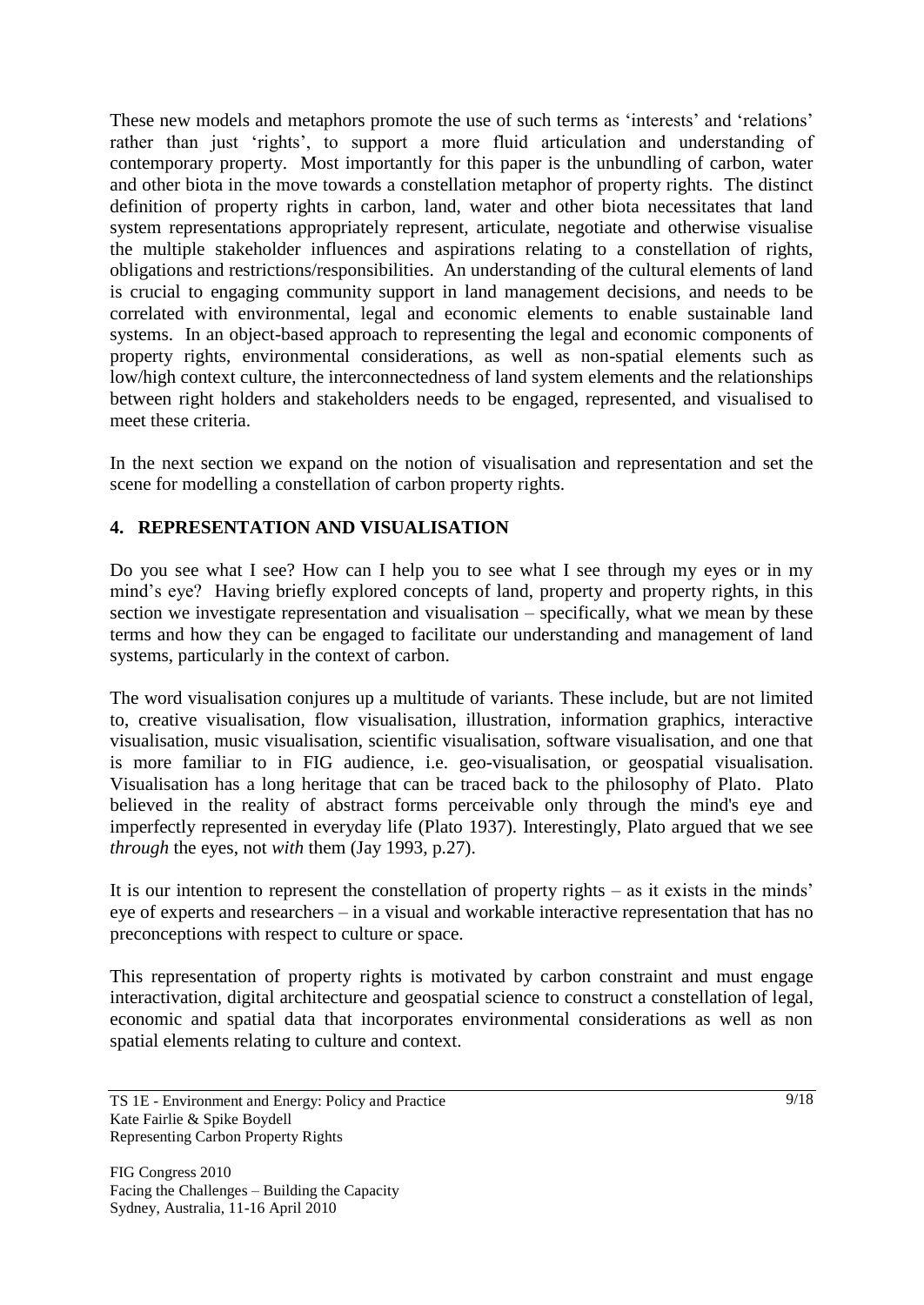These new models and metaphors promote the use of such terms as 'interests' and 'relations' rather than just 'rights', to support a more fluid articulation and understanding of contemporary property. Most importantly for this paper is the unbundling of carbon, water and other biota in the move towards a constellation metaphor of property rights. The distinct definition of property rights in carbon, land, water and other biota necessitates that land system representations appropriately represent, articulate, negotiate and otherwise visualise the multiple stakeholder influences and aspirations relating to a constellation of rights, obligations and restrictions/responsibilities. An understanding of the cultural elements of land is crucial to engaging community support in land management decisions, and needs to be correlated with environmental, legal and economic elements to enable sustainable land systems. In an object-based approach to representing the legal and economic components of property rights, environmental considerations, as well as non-spatial elements such as low/high context culture, the interconnectedness of land system elements and the relationships between right holders and stakeholders needs to be engaged, represented, and visualised to meet these criteria.

In the next section we expand on the notion of visualisation and representation and set the scene for modelling a constellation of carbon property rights.

## 4. REPRESENTATION AND VISUALISATION

Do you see what I see? How can I help you to see what I see through my eyes or in my mind's eye? Having briefly explored concepts of land, property and property rights, in this section we investigate representation and visualisation – specifically, what we mean by these terms and how they can be engaged to facilitate our understanding and management of land systems, particularly in the context of carbon.

The word visualisation conjures up a multitude of variants. These include, but are not limited to, creative visualisation, flow visualisation, illustration, information graphics, interactive visualisation, music visualisation, scientific visualisation, software visualisation, and one that is more familiar to in FIG audience, i.e. geo-visualisation, or geospatial visualisation. Visualisation has a long heritage that can be traced back to the philosophy of Plato. Plato believed in the reality of abstract forms perceivable only through the mind's eye and imperfectly represented in everyday life (Plato 1937). Interestingly, Plato argued that we see *through* the eyes, not *with* them (Jay 1993, p.27).

It is our intention to represent the constellation of property rights – as it exists in the minds' eye of experts and researchers – in a visual and workable interactive representation that has no preconceptions with respect to culture or space.

This representation of property rights is motivated by carbon constraint and must engage interactivation, digital architecture and geospatial science to construct a constellation of legal, economic and spatial data that incorporates environmental considerations as well as non spatial elements relating to culture and context.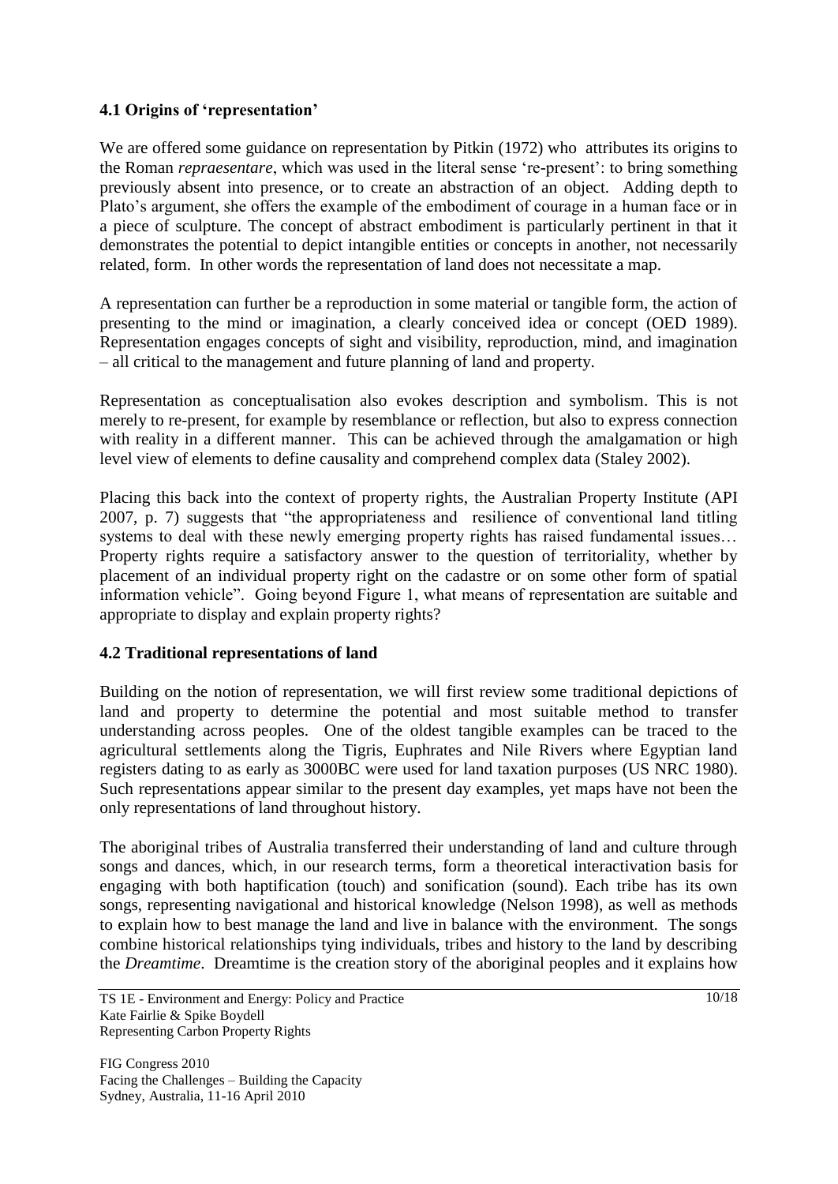### 4.1 Origins of 'representation'

We are offered some guidance on representation by Pitkin (1972) who attributes its origins to the Roman *repraesentare*, which was used in the literal sense 're-present': to bring something previously absent into presence, or to create an abstraction of an object. Adding depth to Plato's argument, she offers the example of the embodiment of courage in a human face or in a piece of sculpture. The concept of abstract embodiment is particularly pertinent in that it demonstrates the potential to depict intangible entities or concepts in another, not necessarily related, form. In other words the representation of land does not necessitate a map.

A representation can further be a reproduction in some material or tangible form, the action of presenting to the mind or imagination, a clearly conceived idea or concept (OED 1989). Representation engages concepts of sight and visibility, reproduction, mind, and imagination – all critical to the management and future planning of land and property.

Representation as conceptualisation also evokes description and symbolism. This is not merely to re-present, for example by resemblance or reflection, but also to express connection with reality in a different manner. This can be achieved through the amalgamation or high level view of elements to define causality and comprehend complex data (Staley 2002).

Placing this back into the context of property rights, the Australian Property Institute (API 2007, p. 7) suggests that "the appropriateness and resilience of conventional land titling systems to deal with these newly emerging property rights has raised fundamental issues… Property rights require a satisfactory answer to the question of territoriality, whether by placement of an individual property right on the cadastre or on some other form of spatial information vehicle". Going beyond Figure 1, what means of representation are suitable and appropriate to display and explain property rights?

### 4.2 Traditional representations of land

Building on the notion of representation, we will first review some traditional depictions of land and property to determine the potential and most suitable method to transfer understanding across peoples. One of the oldest tangible examples can be traced to the agricultural settlements along the Tigris, Euphrates and Nile Rivers where Egyptian land registers dating to as early as 3000BC were used for land taxation purposes (US NRC 1980). Such representations appear similar to the present day examples, yet maps have not been the only representations of land throughout history.

The aboriginal tribes of Australia transferred their understanding of land and culture through songs and dances, which, in our research terms, form a theoretical interactivation basis for engaging with both haptification (touch) and sonification (sound). Each tribe has its own songs, representing navigational and historical knowledge (Nelson 1998), as well as methods to explain how to best manage the land and live in balance with the environment. The songs combine historical relationships tying individuals, tribes and history to the land by describing the *Dreamtime*. Dreamtime is the creation story of the aboriginal peoples and it explains how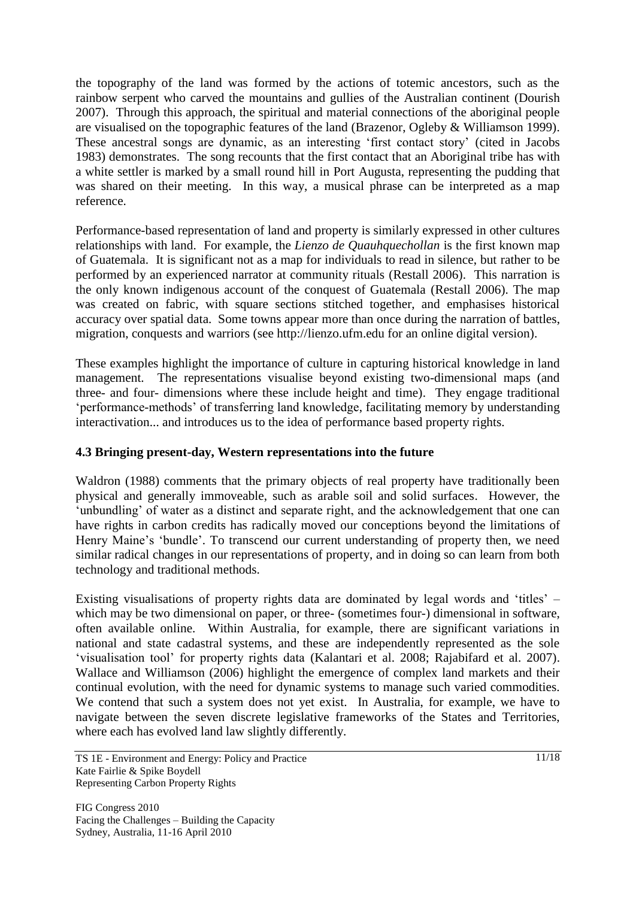the topography of the land was formed by the actions of totemic ancestors, such as the rainbow serpent who carved the mountains and gullies of the Australian continent (Dourish 2007). Through this approach, the spiritual and material connections of the aboriginal people are visualised on the topographic features of the land (Brazenor, Ogleby & Williamson 1999). These ancestral songs are dynamic, as an interesting 'first contact story' (cited in Jacobs 1983) demonstrates. The song recounts that the first contact that an Aboriginal tribe has with a white settler is marked by a small round hill in Port Augusta, representing the pudding that was shared on their meeting. In this way, a musical phrase can be interpreted as a map reference.

Performance-based representation of land and property is similarly expressed in other cultures relationships with land. For example, the *Lienzo de Quauhquechollan* is the first known map of Guatemala. It is significant not as a map for individuals to read in silence, but rather to be performed by an experienced narrator at community rituals (Restall 2006). This narration is the only known indigenous account of the conquest of Guatemala (Restall 2006). The map was created on fabric, with square sections stitched together, and emphasises historical accuracy over spatial data. Some towns appear more than once during the narration of battles, migration, conquests and warriors (see http://lienzo.ufm.edu for an online digital version).

These examples highlight the importance of culture in capturing historical knowledge in land management. The representations visualise beyond existing two-dimensional maps (and three- and four- dimensions where these include height and time). They engage traditional 'performance-methods' of transferring land knowledge, facilitating memory by understanding interactivation... and introduces us to the idea of performance based property rights.

### 4.3 Bringing present-day, Western representations into the future

Waldron (1988) comments that the primary objects of real property have traditionally been physical and generally immoveable, such as arable soil and solid surfaces. However, the 'unbundling' of water as a distinct and separate right, and the acknowledgement that one can have rights in carbon credits has radically moved our conceptions beyond the limitations of Henry Maine's 'bundle'. To transcend our current understanding of property then, we need similar radical changes in our representations of property, and in doing so can learn from both technology and traditional methods.

Existing visualisations of property rights data are dominated by legal words and 'titles' – which may be two dimensional on paper, or three- (sometimes four-) dimensional in software, often available online. Within Australia, for example, there are significant variations in national and state cadastral systems, and these are independently represented as the sole 'visualisation tool' for property rights data (Kalantari et al. 2008; Rajabifard et al. 2007). Wallace and Williamson (2006) highlight the emergence of complex land markets and their continual evolution, with the need for dynamic systems to manage such varied commodities. We contend that such a system does not yet exist. In Australia, for example, we have to navigate between the seven discrete legislative frameworks of the States and Territories, where each has evolved land law slightly differently.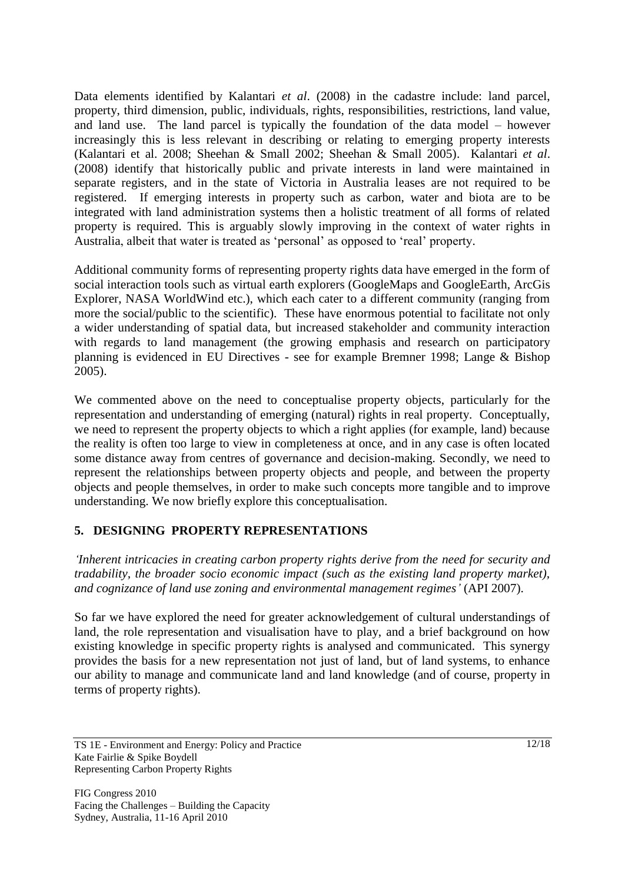Data elements identified by Kalantari *et al*. (2008) in the cadastre include: land parcel, property, third dimension, public, individuals, rights, responsibilities, restrictions, land value, and land use. The land parcel is typically the foundation of the data model – however increasingly this is less relevant in describing or relating to emerging property interests (Kalantari et al. 2008; Sheehan & Small 2002; Sheehan & Small 2005). Kalantari *et al*. (2008) identify that historically public and private interests in land were maintained in separate registers, and in the state of Victoria in Australia leases are not required to be registered. If emerging interests in property such as carbon, water and biota are to be integrated with land administration systems then a holistic treatment of all forms of related property is required. This is arguably slowly improving in the context of water rights in Australia, albeit that water is treated as 'personal' as opposed to 'real' property.

Additional community forms of representing property rights data have emerged in the form of social interaction tools such as virtual earth explorers (GoogleMaps and GoogleEarth, ArcGis Explorer, NASA WorldWind etc.), which each cater to a different community (ranging from more the social/public to the scientific). These have enormous potential to facilitate not only a wider understanding of spatial data, but increased stakeholder and community interaction with regards to land management (the growing emphasis and research on participatory planning is evidenced in EU Directives - see for example Bremner 1998; Lange & Bishop 2005).

We commented above on the need to conceptualise property objects, particularly for the representation and understanding of emerging (natural) rights in real property. Conceptually, we need to represent the property objects to which a right applies (for example, land) because the reality is often too large to view in completeness at once, and in any case is often located some distance away from centres of governance and decision-making. Secondly, we need to represent the relationships between property objects and people, and between the property objects and people themselves, in order to make such concepts more tangible and to improve understanding. We now briefly explore this conceptualisation.

## 5. DESIGNING PROPERTY REPRESENTATIONS

*'Inherent intricacies in creating carbon property rights derive from the need for security and tradability, the broader socio economic impact (such as the existing land property market), and cognizance of land use zoning and environmental management regimes'* (API 2007).

So far we have explored the need for greater acknowledgement of cultural understandings of land, the role representation and visualisation have to play, and a brief background on how existing knowledge in specific property rights is analysed and communicated. This synergy provides the basis for a new representation not just of land, but of land systems, to enhance our ability to manage and communicate land and land knowledge (and of course, property in terms of property rights).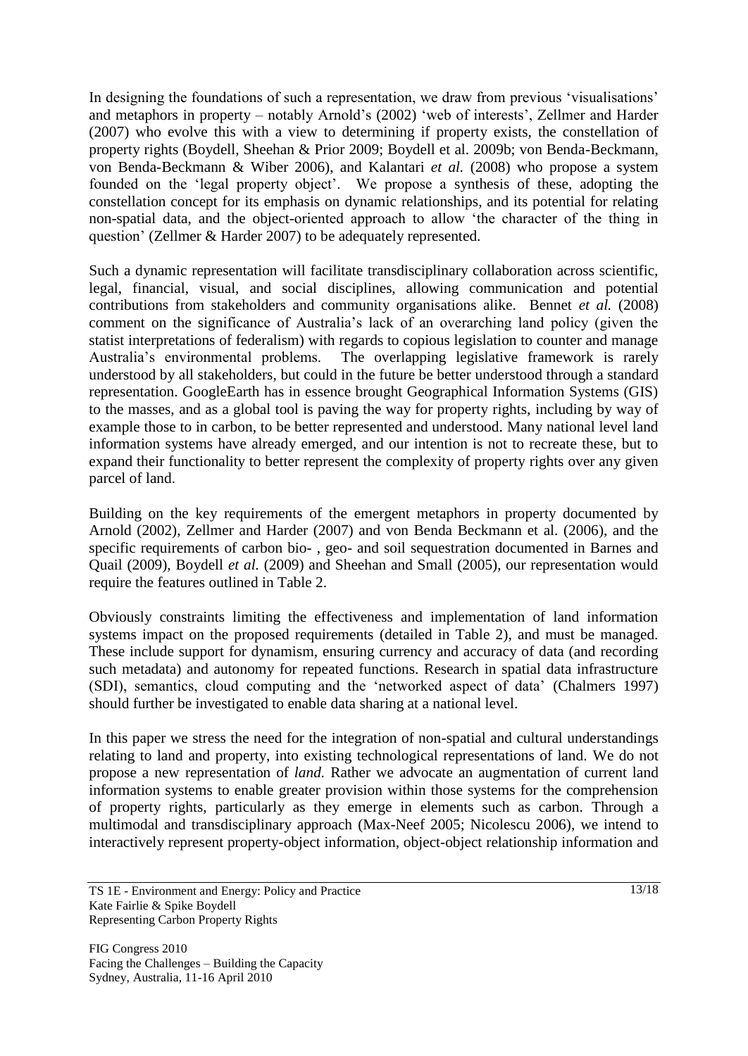In designing the foundations of such a representation, we draw from previous 'visualisations' and metaphors in property – notably Arnold's (2002) 'web of interests', Zellmer and Harder (2007) who evolve this with a view to determining if property exists, the constellation of property rights (Boydell, Sheehan & Prior 2009; Boydell et al. 2009b; von Benda-Beckmann, von Benda-Beckmann & Wiber 2006), and Kalantari *et al.* (2008) who propose a system founded on the 'legal property object'. We propose a synthesis of these, adopting the constellation concept for its emphasis on dynamic relationships, and its potential for relating non-spatial data, and the object-oriented approach to allow 'the character of the thing in question' (Zellmer & Harder 2007) to be adequately represented.

Such a dynamic representation will facilitate transdisciplinary collaboration across scientific, legal, financial, visual, and social disciplines, allowing communication and potential contributions from stakeholders and community organisations alike. Bennet *et al.* (2008) comment on the significance of Australia's lack of an overarching land policy (given the statist interpretations of federalism) with regards to copious legislation to counter and manage Australia's environmental problems. The overlapping legislative framework is rarely understood by all stakeholders, but could in the future be better understood through a standard representation. GoogleEarth has in essence brought Geographical Information Systems (GIS) to the masses, and as a global tool is paving the way for property rights, including by way of example those to in carbon, to be better represented and understood. Many national level land information systems have already emerged, and our intention is not to recreate these, but to expand their functionality to better represent the complexity of property rights over any given parcel of land.

Building on the key requirements of the emergent metaphors in property documented by Arnold (2002), Zellmer and Harder (2007) and von Benda Beckmann et al. (2006), and the specific requirements of carbon bio- , geo- and soil sequestration documented in Barnes and Quail (2009), Boydell *et al.* (2009) and Sheehan and Small (2005), our representation would require the features outlined in Table 2.

Obviously constraints limiting the effectiveness and implementation of land information systems impact on the proposed requirements (detailed in Table 2), and must be managed. These include support for dynamism, ensuring currency and accuracy of data (and recording such metadata) and autonomy for repeated functions. Research in spatial data infrastructure (SDI), semantics, cloud computing and the 'networked aspect of data' (Chalmers 1997) should further be investigated to enable data sharing at a national level.

In this paper we stress the need for the integration of non-spatial and cultural understandings relating to land and property, into existing technological representations of land. We do not propose a new representation of *land.* Rather we advocate an augmentation of current land information systems to enable greater provision within those systems for the comprehension of property rights, particularly as they emerge in elements such as carbon. Through a multimodal and transdisciplinary approach (Max-Neef 2005; Nicolescu 2006), we intend to interactively represent property-object information, object-object relationship information and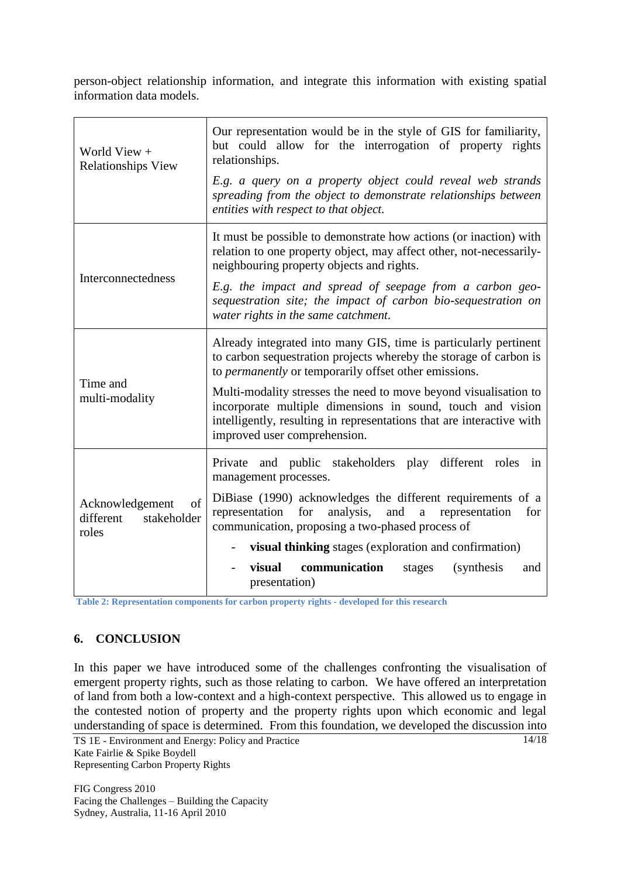person-object relationship information, and integrate this information with existing spatial information data models.

| | |
|---|---|
| World View + Relationships View | Our representation would be in the style of GIS for familiarity, but could allow for the interrogation of property rights relationships.<br>*E.g. a query on a property object could reveal web strands spreading from the object to demonstrate relationships between entities with respect to that object.* |
| Interconnectedness | It must be possible to demonstrate how actions (or inaction) with relation to one property object, may affect other, not-necessarily-neighbouring property objects and rights.<br>*E.g. the impact and spread of seepage from a carbon geo-sequestration site; the impact of carbon bio-sequestration on water rights in the same catchment.* |
| Time and multi-modality | Already integrated into many GIS, time is particularly pertinent to carbon sequestration projects whereby the storage of carbon is to *permanently* or temporarily offset other emissions.<br>Multi-modality stresses the need to move beyond visualisation to incorporate multiple dimensions in sound, touch and vision intelligently, resulting in representations that are interactive with improved user comprehension. |
| Acknowledgement of different stakeholder roles | Private and public stakeholders play different roles in management processes.<br>DiBiase (1990) acknowledges the different requirements of a representation for analysis, and a representation for communication, proposing a two-phased process of<br>- **visual thinking** stages (exploration and confirmation)<br>- **visual communication** stages (synthesis and presentation) |

**Table 2: Representation components for carbon property rights - developed for this research**

## 6. CONCLUSION

In this paper we have introduced some of the challenges confronting the visualisation of emergent property rights, such as those relating to carbon. We have offered an interpretation of land from both a low-context and a high-context perspective. This allowed us to engage in the contested notion of property and the property rights upon which economic and legal understanding of space is determined. From this foundation, we developed the discussion into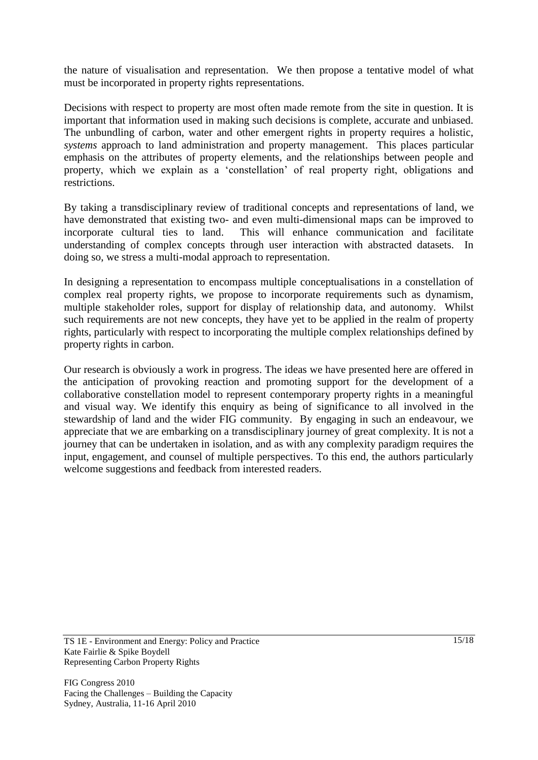the nature of visualisation and representation. We then propose a tentative model of what must be incorporated in property rights representations.

Decisions with respect to property are most often made remote from the site in question. It is important that information used in making such decisions is complete, accurate and unbiased. The unbundling of carbon, water and other emergent rights in property requires a holistic, *systems* approach to land administration and property management. This places particular emphasis on the attributes of property elements, and the relationships between people and property, which we explain as a 'constellation' of real property right, obligations and restrictions.

By taking a transdisciplinary review of traditional concepts and representations of land, we have demonstrated that existing two- and even multi-dimensional maps can be improved to incorporate cultural ties to land. This will enhance communication and facilitate understanding of complex concepts through user interaction with abstracted datasets. In doing so, we stress a multi-modal approach to representation.

In designing a representation to encompass multiple conceptualisations in a constellation of complex real property rights, we propose to incorporate requirements such as dynamism, multiple stakeholder roles, support for display of relationship data, and autonomy. Whilst such requirements are not new concepts, they have yet to be applied in the realm of property rights, particularly with respect to incorporating the multiple complex relationships defined by property rights in carbon.

Our research is obviously a work in progress. The ideas we have presented here are offered in the anticipation of provoking reaction and promoting support for the development of a collaborative constellation model to represent contemporary property rights in a meaningful and visual way. We identify this enquiry as being of significance to all involved in the stewardship of land and the wider FIG community. By engaging in such an endeavour, we appreciate that we are embarking on a transdisciplinary journey of great complexity. It is not a journey that can be undertaken in isolation, and as with any complexity paradigm requires the input, engagement, and counsel of multiple perspectives. To this end, the authors particularly welcome suggestions and feedback from interested readers.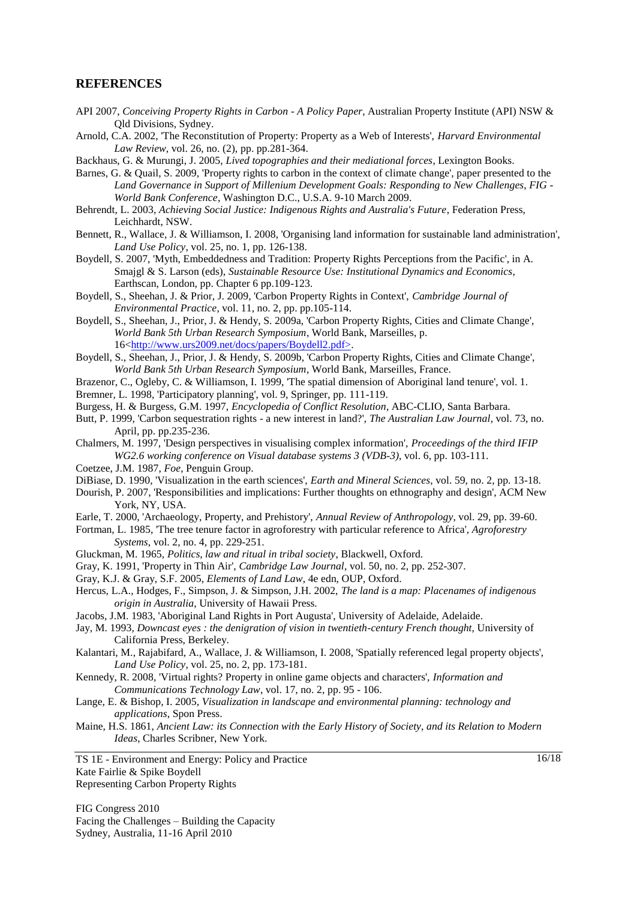## REFERENCES

API 2007, *Conceiving Property Rights in Carbon - A Policy Paper*, Australian Property Institute (API) NSW & Qld Divisions, Sydney.

Arnold, C.A. 2002, 'The Reconstitution of Property: Property as a Web of Interests', *Harvard Environmental Law Review*, vol. 26, no. (2), pp. pp.281-364.

Backhaus, G. & Murungi, J. 2005, *Lived topographies and their mediational forces*, Lexington Books.

Barnes, G. & Quail, S. 2009, 'Property rights to carbon in the context of climate change', paper presented to the *Land Governance in Support of Millenium Development Goals: Responding to New Challenges, FIG - World Bank Conference*, Washington D.C., U.S.A. 9-10 March 2009.

Behrendt, L. 2003, *Achieving Social Justice: Indigenous Rights and Australia's Future*, Federation Press, Leichhardt, NSW.

Bennett, R., Wallace, J. & Williamson, I. 2008, 'Organising land information for sustainable land administration', *Land Use Policy*, vol. 25, no. 1, pp. 126-138.

Boydell, S. 2007, 'Myth, Embeddedness and Tradition: Property Rights Perceptions from the Pacific', in A. Smajgl & S. Larson (eds), *Sustainable Resource Use: Institutional Dynamics and Economics*, Earthscan, London, pp. Chapter 6 pp.109-123.

Boydell, S., Sheehan, J. & Prior, J. 2009, 'Carbon Property Rights in Context', *Cambridge Journal of Environmental Practice*, vol. 11, no. 2, pp. pp.105-114.

Boydell, S., Sheehan, J., Prior, J. & Hendy, S. 2009a, 'Carbon Property Rights, Cities and Climate Change', *World Bank 5th Urban Research Symposium*, World Bank, Marseilles, p. 16<http://www.urs2009.net/docs/papers/Boydell2.pdf>.

Boydell, S., Sheehan, J., Prior, J. & Hendy, S. 2009b, 'Carbon Property Rights, Cities and Climate Change', *World Bank 5th Urban Research Symposium*, World Bank, Marseilles, France.

Brazenor, C., Ogleby, C. & Williamson, I. 1999, 'The spatial dimension of Aboriginal land tenure', vol. 1.

Bremner, L. 1998, 'Participatory planning', vol. 9, Springer, pp. 111-119.

Burgess, H. & Burgess, G.M. 1997, *Encyclopedia of Conflict Resolution*, ABC-CLIO, Santa Barbara.

Butt, P. 1999, 'Carbon sequestration rights - a new interest in land?', *The Australian Law Journal*, vol. 73, no. April, pp. pp.235-236.

Chalmers, M. 1997, 'Design perspectives in visualising complex information', *Proceedings of the third IFIP WG2.6 working conference on Visual database systems 3 (VDB-3)*, vol. 6, pp. 103-111.

Coetzee, J.M. 1987, *Foe*, Penguin Group.

DiBiase, D. 1990, 'Visualization in the earth sciences', *Earth and Mineral Sciences*, vol. 59, no. 2, pp. 13-18.

Dourish, P. 2007, 'Responsibilities and implications: Further thoughts on ethnography and design', ACM New York, NY, USA.

Earle, T. 2000, 'Archaeology, Property, and Prehistory', *Annual Review of Anthropology*, vol. 29, pp. 39-60.

Fortman, L. 1985, 'The tree tenure factor in agroforestry with particular reference to Africa', *Agroforestry Systems*, vol. 2, no. 4, pp. 229-251.

Gluckman, M. 1965, *Politics, law and ritual in tribal society*, Blackwell, Oxford.

Gray, K. 1991, 'Property in Thin Air', *Cambridge Law Journal*, vol. 50, no. 2, pp. 252-307.

Gray, K.J. & Gray, S.F. 2005, *Elements of Land Law*, 4e edn, OUP, Oxford.

Hercus, L.A., Hodges, F., Simpson, J. & Simpson, J.H. 2002, *The land is a map: Placenames of indigenous origin in Australia*, University of Hawaii Press.

Jacobs, J.M. 1983, 'Aboriginal Land Rights in Port Augusta', University of Adelaide, Adelaide.

Jay, M. 1993, *Downcast eyes : the denigration of vision in twentieth-century French thought*, University of California Press, Berkeley.

Kalantari, M., Rajabifard, A., Wallace, J. & Williamson, I. 2008, 'Spatially referenced legal property objects', *Land Use Policy*, vol. 25, no. 2, pp. 173-181.

Kennedy, R. 2008, 'Virtual rights? Property in online game objects and characters', *Information and Communications Technology Law*, vol. 17, no. 2, pp. 95 - 106.

Lange, E. & Bishop, I. 2005, *Visualization in landscape and environmental planning: technology and applications*, Spon Press.

Maine, H.S. 1861, *Ancient Law: its Connection with the Early History of Society, and its Relation to Modern Ideas*, Charles Scribner, New York.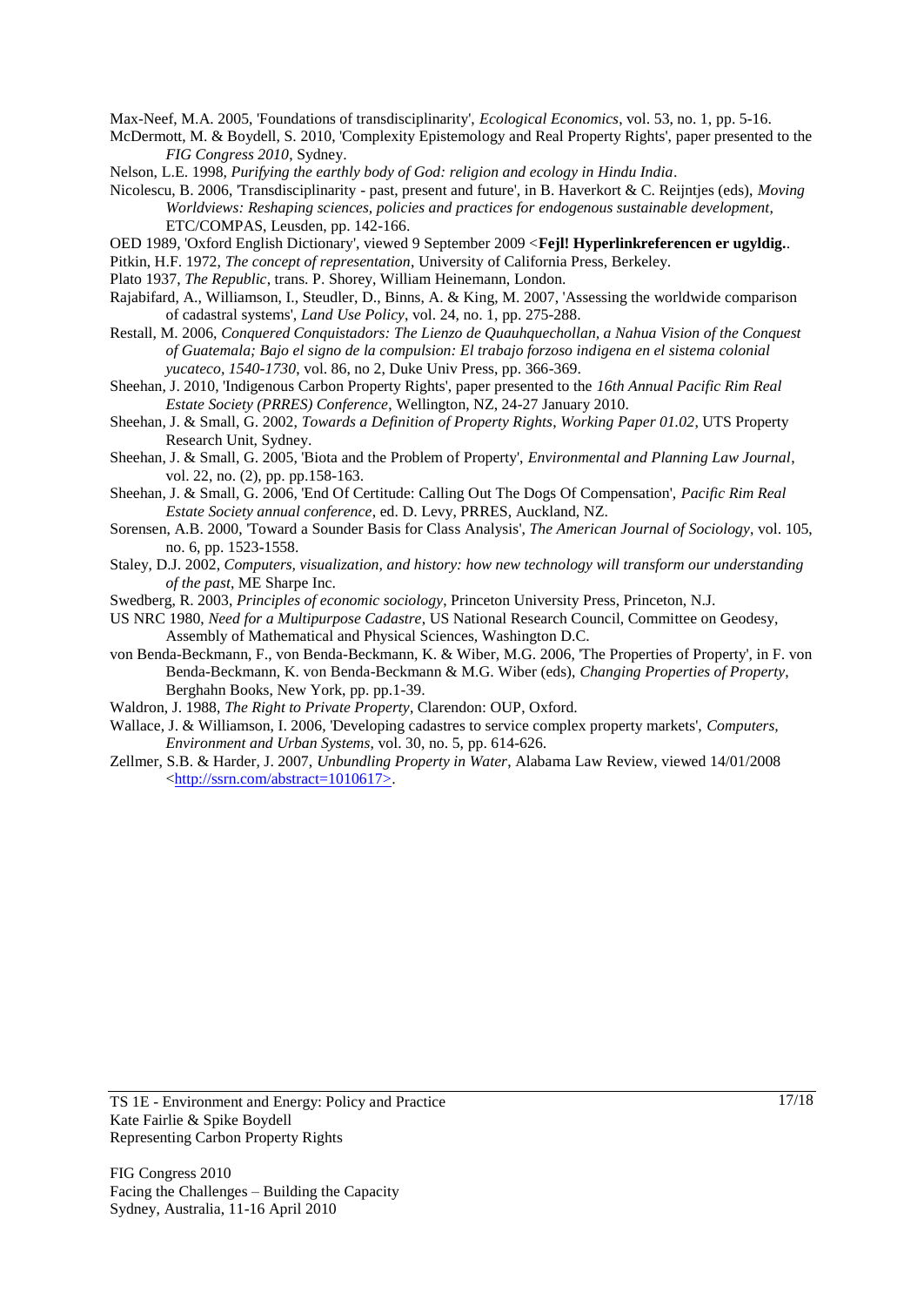Max-Neef, M.A. 2005, 'Foundations of transdisciplinarity', *Ecological Economics*, vol. 53, no. 1, pp. 5-16.

McDermott, M. & Boydell, S. 2010, 'Complexity Epistemology and Real Property Rights', paper presented to the *FIG Congress 2010*, Sydney.

Nelson, L.E. 1998, *Purifying the earthly body of God: religion and ecology in Hindu India*.

Nicolescu, B. 2006, 'Transdisciplinarity - past, present and future', in B. Haverkort & C. Reijntjes (eds), *Moving Worldviews: Reshaping sciences, policies and practices for endogenous sustainable development*, ETC/COMPAS, Leusden, pp. 142-166.

OED 1989, 'Oxford English Dictionary', viewed 9 September 2009 <**Fejl! Hyperlinkreferencen er ugyldig.**.

Pitkin, H.F. 1972, *The concept of representation*, University of California Press, Berkeley.

Plato 1937, *The Republic*, trans. P. Shorey, William Heinemann, London.

Rajabifard, A., Williamson, I., Steudler, D., Binns, A. & King, M. 2007, 'Assessing the worldwide comparison of cadastral systems', *Land Use Policy*, vol. 24, no. 1, pp. 275-288.

Restall, M. 2006, *Conquered Conquistadors: The Lienzo de Quauhquechollan, a Nahua Vision of the Conquest of Guatemala; Bajo el signo de la compulsion: El trabajo forzoso indigena en el sistema colonial yucateco, 1540-1730*, vol. 86, no 2, Duke Univ Press, pp. 366-369.

Sheehan, J. 2010, 'Indigenous Carbon Property Rights', paper presented to the *16th Annual Pacific Rim Real Estate Society (PRRES) Conference*, Wellington, NZ, 24-27 January 2010.

Sheehan, J. & Small, G. 2002, *Towards a Definition of Property Rights*, *Working Paper 01.02*, UTS Property Research Unit, Sydney.

Sheehan, J. & Small, G. 2005, 'Biota and the Problem of Property', *Environmental and Planning Law Journal*, vol. 22, no. (2), pp. pp.158-163.

Sheehan, J. & Small, G. 2006, 'End Of Certitude: Calling Out The Dogs Of Compensation', *Pacific Rim Real Estate Society annual conference*, ed. D. Levy, PRRES, Auckland, NZ.

Sorensen, A.B. 2000, 'Toward a Sounder Basis for Class Analysis', *The American Journal of Sociology*, vol. 105, no. 6, pp. 1523-1558.

Staley, D.J. 2002, *Computers, visualization, and history: how new technology will transform our understanding of the past*, ME Sharpe Inc.

Swedberg, R. 2003, *Principles of economic sociology*, Princeton University Press, Princeton, N.J.

US NRC 1980, *Need for a Multipurpose Cadastre*, US National Research Council, Committee on Geodesy, Assembly of Mathematical and Physical Sciences, Washington D.C.

von Benda-Beckmann, F., von Benda-Beckmann, K. & Wiber, M.G. 2006, 'The Properties of Property', in F. von Benda-Beckmann, K. von Benda-Beckmann & M.G. Wiber (eds), *Changing Properties of Property*, Berghahn Books, New York, pp. pp.1-39.

Waldron, J. 1988, *The Right to Private Property*, Clarendon: OUP, Oxford.

Wallace, J. & Williamson, I. 2006, 'Developing cadastres to service complex property markets', *Computers, Environment and Urban Systems*, vol. 30, no. 5, pp. 614-626.

Zellmer, S.B. & Harder, J. 2007, *Unbundling Property in Water*, Alabama Law Review, viewed 14/01/2008 <http://ssrn.com/abstract=1010617>.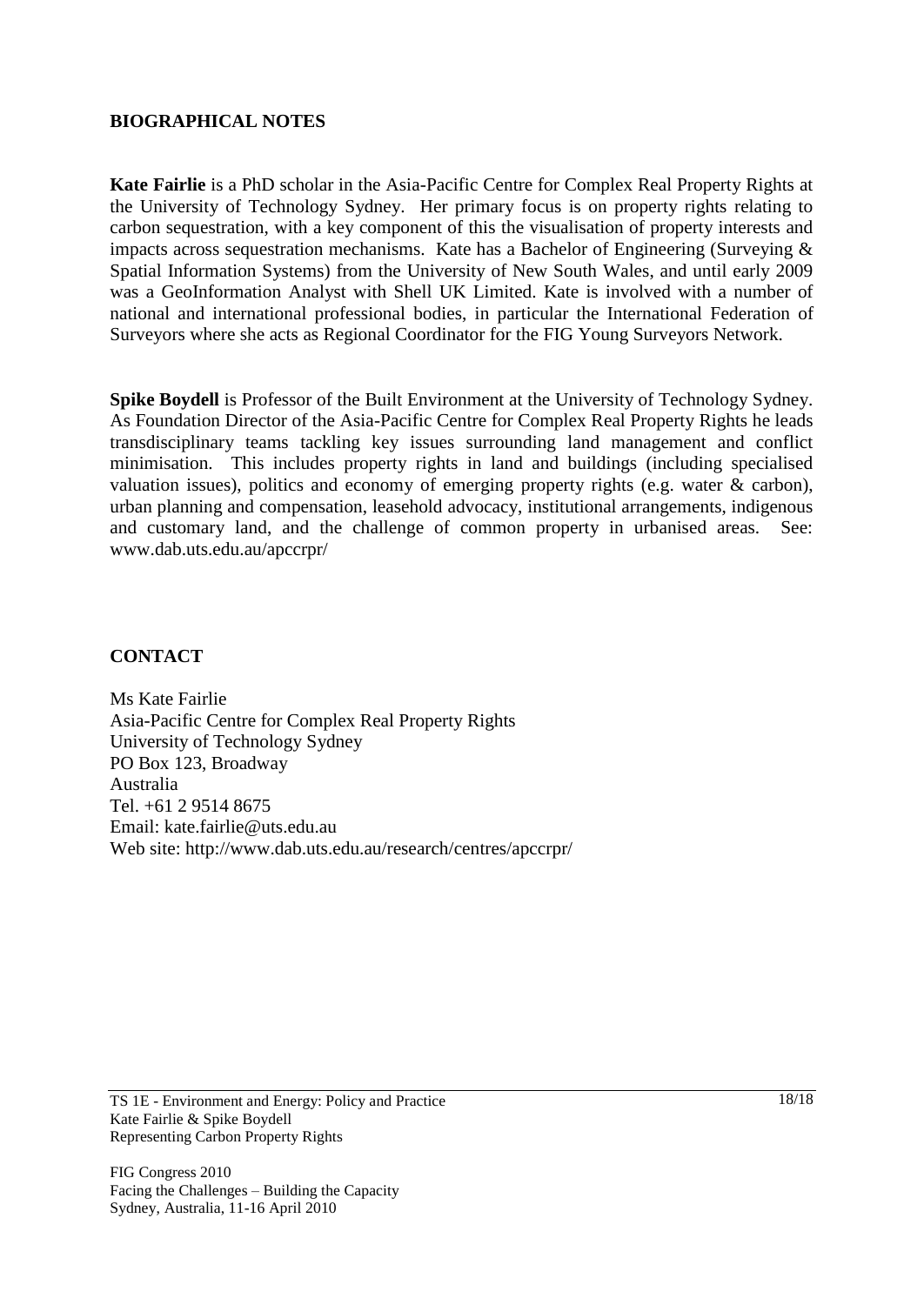## BIOGRAPHICAL NOTES

**Kate Fairlie** is a PhD scholar in the Asia-Pacific Centre for Complex Real Property Rights at the University of Technology Sydney. Her primary focus is on property rights relating to carbon sequestration, with a key component of this the visualisation of property interests and impacts across sequestration mechanisms. Kate has a Bachelor of Engineering (Surveying & Spatial Information Systems) from the University of New South Wales, and until early 2009 was a GeoInformation Analyst with Shell UK Limited. Kate is involved with a number of national and international professional bodies, in particular the International Federation of Surveyors where she acts as Regional Coordinator for the FIG Young Surveyors Network.

**Spike Boydell** is Professor of the Built Environment at the University of Technology Sydney. As Foundation Director of the Asia-Pacific Centre for Complex Real Property Rights he leads transdisciplinary teams tackling key issues surrounding land management and conflict minimisation. This includes property rights in land and buildings (including specialised valuation issues), politics and economy of emerging property rights (e.g. water & carbon), urban planning and compensation, leasehold advocacy, institutional arrangements, indigenous and customary land, and the challenge of common property in urbanised areas. See: www.dab.uts.edu.au/apccrpr/

## CONTACT

Ms Kate Fairlie
Asia-Pacific Centre for Complex Real Property Rights
University of Technology Sydney
PO Box 123, Broadway
Australia
Tel. +61 2 9514 8675
Email: kate.fairlie@uts.edu.au
Web site: http://www.dab.uts.edu.au/research/centres/apccrpr/